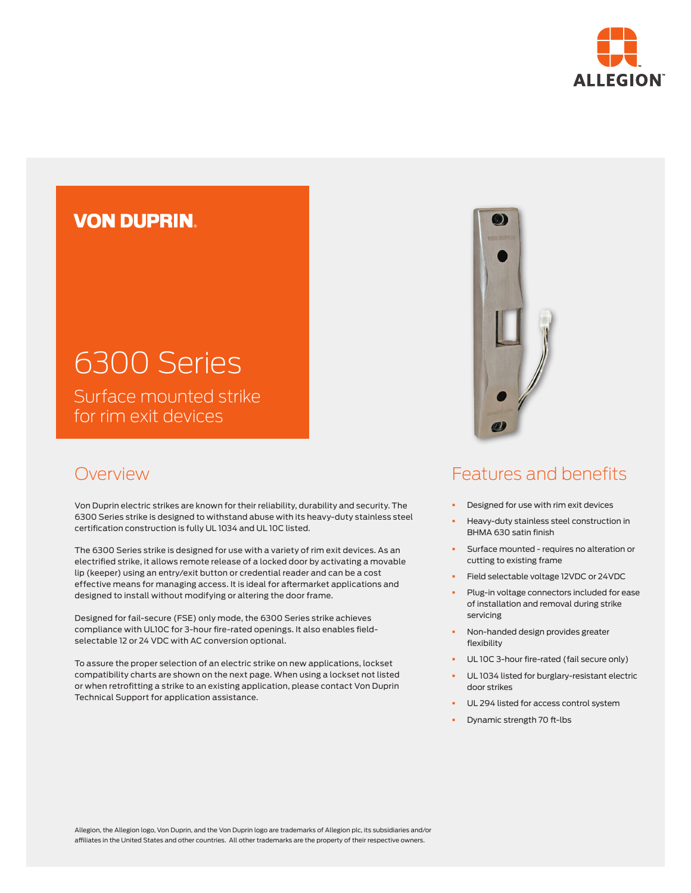VON DUPRIN

# 6300 Series

Surface mounted strike for rim exit devices

## Overview

Von Duprin electric strikes are known for their reliability, durability and security. The 6300 Series strike is designed to withstand abuse with its heavy-duty stainless steel certification construction is fully UL 1034 and UL 10C listed.

The 6300 Series strike is designed for use with a variety of rim exit devices. As an electrified strike, it allows remote release of a locked door by activating a movable lip (keeper) using an entry/exit button or credential reader and can be a cost effective means for managing access. It is ideal for aftermarket applications and designed to install without modifying or altering the door frame.

Designed for fail-secure (FSE) only mode, the 6300 Series strike achieves compliance with UL10C for 3-hour fire-rated openings. It also enables field-selectable 12 or 24 VDC with AC conversion optional.

To assure the proper selection of an electric strike on new applications, lockset compatibility charts are shown on the next page. When using a lockset not listed or when retrofitting a strike to an existing application, please contact Von Duprin Technical Support for application assistance.

## Features and benefits

- Designed for use with rim exit devices
- Heavy-duty stainless steel construction in BHMA 630 satin finish
- Surface mounted - requires no alteration or cutting to existing frame
- Field selectable voltage 12VDC or 24VDC
- Plug-in voltage connectors included for ease of installation and removal during strike servicing
- Non-handed design provides greater flexibility
- UL 10C 3-hour fire-rated (fail secure only)
- UL 1034 listed for burglary-resistant electric door strikes
- UL 294 listed for access control system
- Dynamic strength 70 ft-lbs

Allegion, the Allegion logo, Von Duprin, and the Von Duprin logo are trademarks of Allegion plc, its subsidiaries and/or affiliates in the United States and other countries. All other trademarks are the property of their respective owners.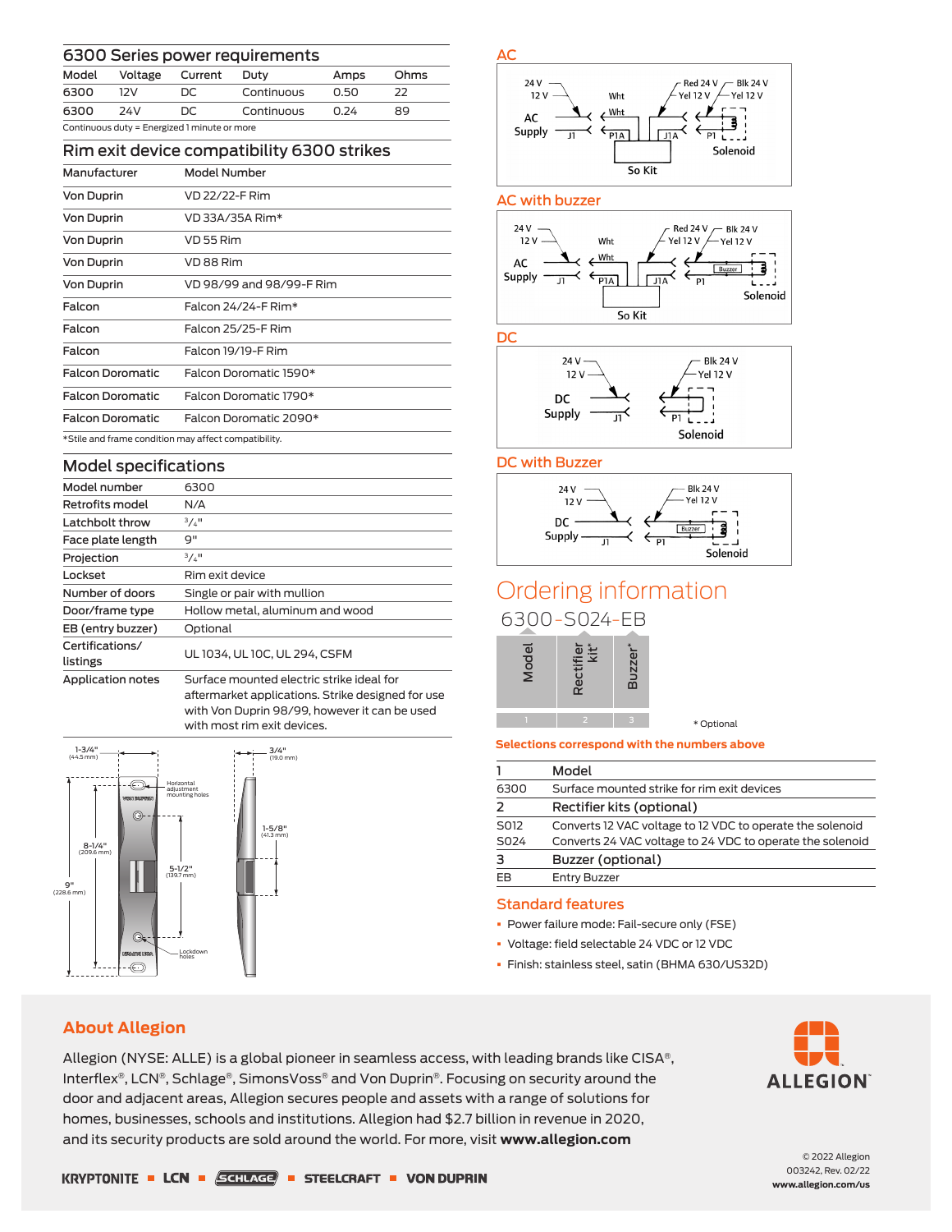## 6300 Series power requirements

| Model | Voltage | Current | Duty | Amps | Ohms |
|---|---|---|---|---|---|
| 6300 | 12V | DC | Continuous | 0.50 | 22 |
| 6300 | 24V | DC | Continuous | 0.24 | 89 |

Continuous duty = Energized 1 minute or more

## Rim exit device compatibility 6300 strikes

| Manufacturer | Model Number |
|---|---|
| Von Duprin | VD 22/22-F Rim |
| Von Duprin | VD 33A/35A Rim* |
| Von Duprin | VD 55 Rim |
| Von Duprin | VD 88 Rim |
| Von Duprin | VD 98/99 and 98/99-F Rim |
| Falcon | Falcon 24/24-F Rim* |
| Falcon | Falcon 25/25-F Rim |
| Falcon | Falcon 19/19-F Rim |
| Falcon Doromatic | Falcon Doromatic 1590* |
| Falcon Doromatic | Falcon Doromatic 1790* |
| Falcon Doromatic | Falcon Doromatic 2090* |

*Stile and frame condition may affect compatibility.

## Model specifications

| | |
|---|---|
| Model number | 6300 |
| Retrofits model | N/A |
| Latchbolt throw | 3/4" |
| Face plate length | 9" |
| Projection | 3/4" |
| Lockset | Rim exit device |
| Number of doors | Single or pair with mullion |
| Door/frame type | Hollow metal, aluminum and wood |
| EB (entry buzzer) | Optional |
| Certifications/ listings | UL 1034, UL 10C, UL 294, CSFM |
| Application notes | Surface mounted electric strike ideal for aftermarket applications. Strike designed for use with Von Duprin 98/99, however it can be used with most rim exit devices. |

1-3/4" (44.5 mm)
Horizontal adjustment mounting holes
8-1/4" (209.6 mm)
9" (228.6 mm)
5-1/2" (139.7 mm)
Lockdown holes
3/4" (19.0 mm)
1-5/8" (41.3 mm)

## AC

24 V
12 V
AC Supply
J1
Wht
Wht
P1A
J1A
So Kit
Red 24 V
Yel 12 V
Blk 24 V
Yel 12 V
P1
Solenoid

## AC with buzzer

24 V
12 V
AC Supply
J1
Wht
Wht
P1A
J1A
So Kit
Red 24 V
Yel 12 V
Blk 24 V
Yel 12 V
Buzzer
P1
Solenoid

## DC

24 V
12 V
DC Supply
J1
Blk 24 V
Yel 12 V
P1
Solenoid

## DC with Buzzer

24 V
12 V
DC Supply
J1
Blk 24 V
Yel 12 V
Buzzer
P1
Solenoid

# Ordering information

6300-S024-EB

| Model | Rectifier kit* | Buzzer* |
|---|---|---|
| 1 | 2 | 3 |

* Optional

**Selections correspond with the numbers above**

| | |
|---|---|
| **1** | **Model** |
| 6300 | Surface mounted strike for rim exit devices |
| **2** | **Rectifier kits (optional)** |
| S012 | Converts 12 VAC voltage to 12 VDC to operate the solenoid |
| S024 | Converts 24 VAC voltage to 24 VDC to operate the solenoid |
| **3** | **Buzzer (optional)** |
| EB | Entry Buzzer |

## Standard features

- Power failure mode: Fail-secure only (FSE)
- Voltage: field selectable 24 VDC or 12 VDC
- Finish: stainless steel, satin (BHMA 630/US32D)

## About Allegion

Allegion (NYSE: ALLE) is a global pioneer in seamless access, with leading brands like CISA®, Interflex®, LCN®, Schlage®, SimonsVoss® and Von Duprin®. Focusing on security around the door and adjacent areas, Allegion secures people and assets with a range of solutions for homes, businesses, schools and institutions. Allegion had $2.7 billion in revenue in 2020, and its security products are sold around the world. For more, visit **www.allegion.com**

ALLEGION

KRYPTONITE ▪ LCN ▪ SCHLAGE ▪ STEELCRAFT ▪ VON DUPRIN

© 2022 Allegion
003242, Rev. 02/22
**www.allegion.com/us**